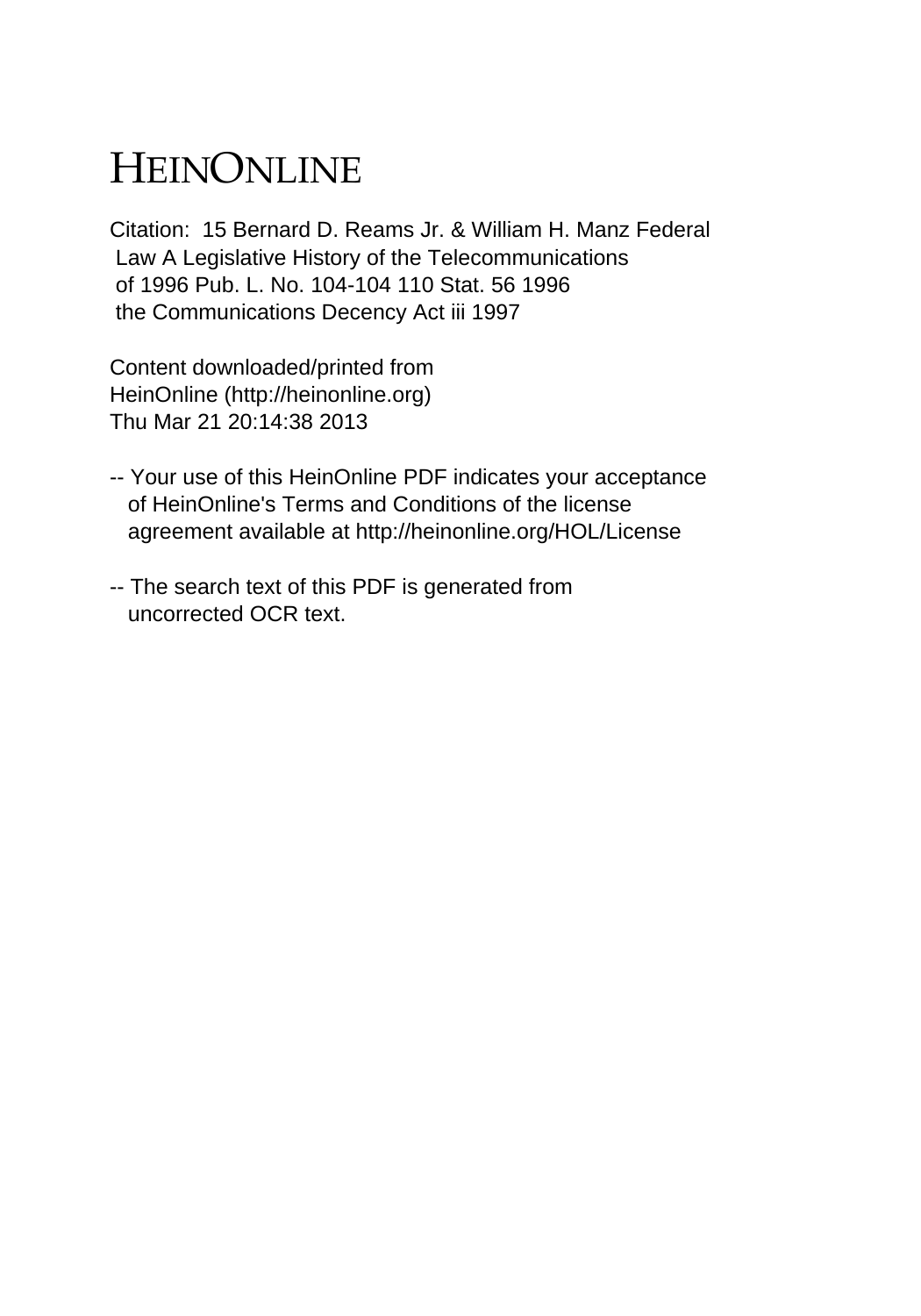# HEINONLINE

Citation: 15 Bernard D. Reams Jr. & William H. Manz Federal Law A Legislative History of the Telecommunications of 1996 Pub. L. No. 104-104 110 Stat. 56 1996 the Communications Decency Act iii 1997

Content downloaded/printed from HeinOnline (http://heinonline.org) Thu Mar 21 20:14:38 2013

-- Your use of this HeinOnline PDF indicates your acceptance of HeinOnline's Terms and Conditions of the license agreement available at http://heinonline.org/HOL/License

-- The search text of this PDF is generated from uncorrected OCR text.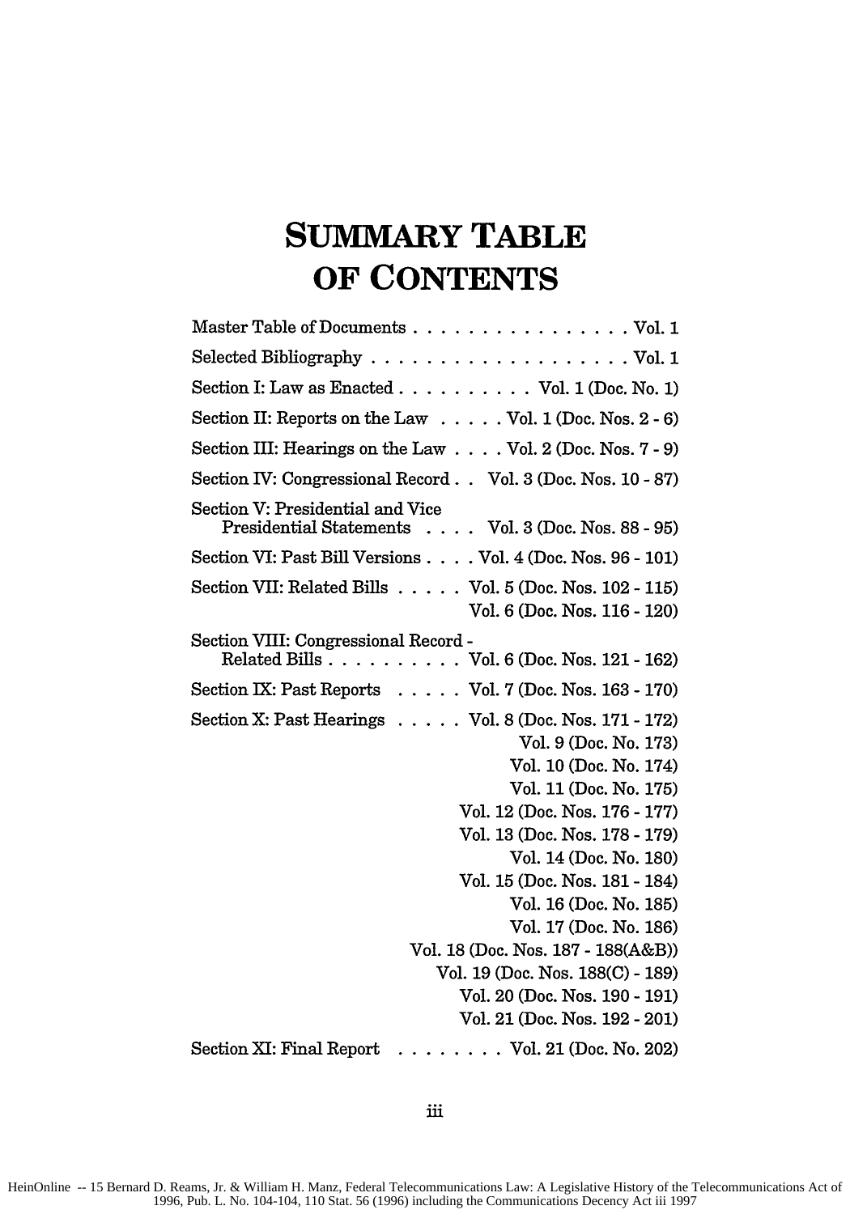# SUMMARY TABLE OF CONTENTS

| | |
|---|---|
| Master Table of Documents | Vol. 1 |
| Selected Bibliography | Vol. 1 |
| Section I: Law as Enacted | Vol. 1 (Doc. No. 1) |
| Section II: Reports on the Law | Vol. 1 (Doc. Nos. 2 - 6) |
| Section III: Hearings on the Law | Vol. 2 (Doc. Nos. 7 - 9) |
| Section IV: Congressional Record | Vol. 3 (Doc. Nos. 10 - 87) |
| Section V: Presidential and Vice Presidential Statements | Vol. 3 (Doc. Nos. 88 - 95) |
| Section VI: Past Bill Versions | Vol. 4 (Doc. Nos. 96 - 101) |
| Section VII: Related Bills | Vol. 5 (Doc. Nos. 102 - 115) |
| | Vol. 6 (Doc. Nos. 116 - 120) |
| Section VIII: Congressional Record - Related Bills | Vol. 6 (Doc. Nos. 121 - 162) |
| Section IX: Past Reports | Vol. 7 (Doc. Nos. 163 - 170) |
| Section X: Past Hearings | Vol. 8 (Doc. Nos. 171 - 172) |
| | Vol. 9 (Doc. No. 173) |
| | Vol. 10 (Doc. No. 174) |
| | Vol. 11 (Doc. No. 175) |
| | Vol. 12 (Doc. Nos. 176 - 177) |
| | Vol. 13 (Doc. Nos. 178 - 179) |
| | Vol. 14 (Doc. No. 180) |
| | Vol. 15 (Doc. Nos. 181 - 184) |
| | Vol. 16 (Doc. No. 185) |
| | Vol. 17 (Doc. No. 186) |
| | Vol. 18 (Doc. Nos. 187 - 188(A&B)) |
| | Vol. 19 (Doc. Nos. 188(C) - 189) |
| | Vol. 20 (Doc. Nos. 190 - 191) |
| | Vol. 21 (Doc. Nos. 192 - 201) |
| Section XI: Final Report | Vol. 21 (Doc. No. 202) |